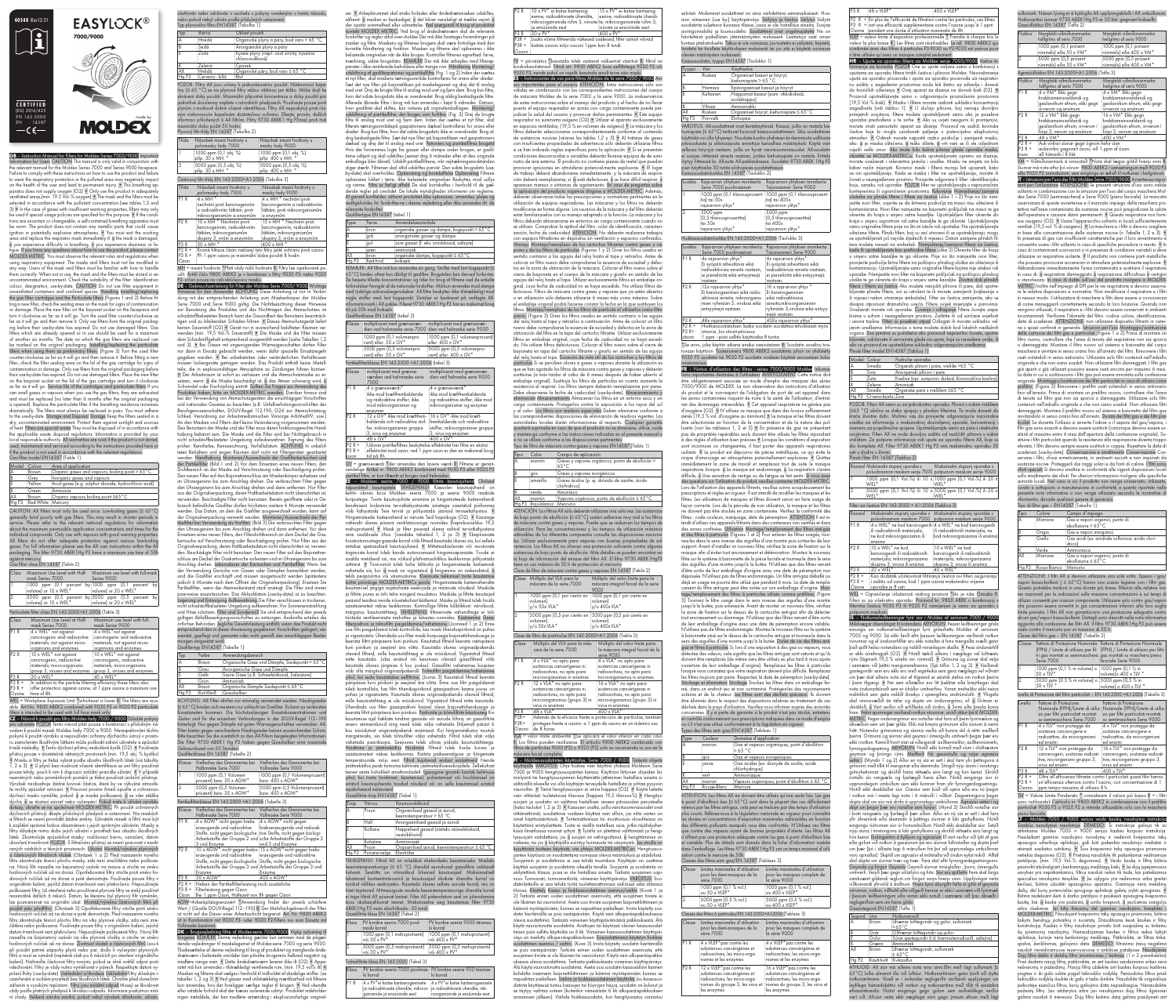40548 Rev12-21

# EASYLOCK® 7000/9000

CERTIFIED (EU) 2016/425
EN 143:2000
EN 14387
CE

made by MOLDEX

## GB – Instruction Manual for Filters for Moldex Series 7000/9000

Important information for Users

CAUTION: This manual is only valid in conjunction with the relevant manual for the Moldex Series 7000 and Series 9000 facepiece. Failure to comply with these instructions on how to use the product and failure to wear the respiratory protection in the polluted area may negatively impact on the health of the user and lead to permanent injury. ① This breathing apparatus does not supply oxygen ($O_2$). ② Only use the product in adequately ventilated areas (min. 19.5 Vol.-% oxygen). ③ The mask and the filters must be selected in accordance with the pollutant concentration (see tables 1, 2 and 3). ④ In the case of gases with insufficient warning properties, filters may only be used if special usage policies are specified for this purpose. ⑤ If the conditions are uncertain or changeable, a self-contained breathing apparatus must be worn. The product does not contain any metallic parts that could cause ignition in potentially explosive atmospheres. ⑥ You must exit the working area and replace the respirator mask immediately if: ⑦ the mask is damaged, ⑧ you experience difficulty in breathing, ⑨ you experience dizziness or fatigue. ⑩ If you have any questions about how to use the product, please contact MOLDEX-METRIC. You must observe the relevant rules and regulations when using respiratory equipment.

Filter types EN 14387 (Table 1)

| Model | Colour | Area of application |
| --- | --- | --- |
| A | Brown | Organic gases and vapours, boiling point > 65 °C |
| B | Grey | Inorganic gases and vapours |
| E | Yellow | Acid gases (e.g. sulphur dioxide, hydrochloric acid) |
| K | Green | Ammonia |
| AX | Brown | Organic vapours boiling point < 65 °C |
| Hg P3 | Red-White | Mercury |

Gas filter class EN 14387 (Table 2)

| Class | Maximum Use Level with Half-mask Series 7000 | Maximum use level with full-mask Series 9000 |
| --- | --- | --- |
| 1 | 1000 ppm (0.1 percent by volume) or 10 x WEL* | 1000 ppm (0.1 percent by volume) or 10 x WEL* |
| 2 | 5000 ppm (0.5 percent by volume) or 10 x WEL* | 5000 ppm (0.5 percent by volume) or 400 x WEL* |

Particulate filter class EN 143:2000+A1:2006 (Table 3)

| Class | Maximum Use Level with Half-mask Series 7000 | Maximum Use Level with full-mask Series 9000 |
| --- | --- | --- |
| P1 R | 4 x WEL* not against carcinogenic and radioactive materials, not against micro-organisms and enzymes | 4 x WEL* not against carcinogenic and radioactive materials, not against micro-organisms and enzymes |
| P2 R | 10 x WEL* not against carcinogenic, radioactive materials, micro-organisms group 3, viruses and enzymes | 10 x WEL* not against carcinogenic, radioactive materials, micro-organisms group 3, viruses and enzymes |
| P3 R | 20 x WEL* | 400 x WEL* |
| P2 R+ / P3 R+ | In addition to the particle filtering efficiency these filters also offer protection against ozone, at 1 ppm ozone a maximum use time of 8 hours. | |

*WEL = Workplace Exposure Limit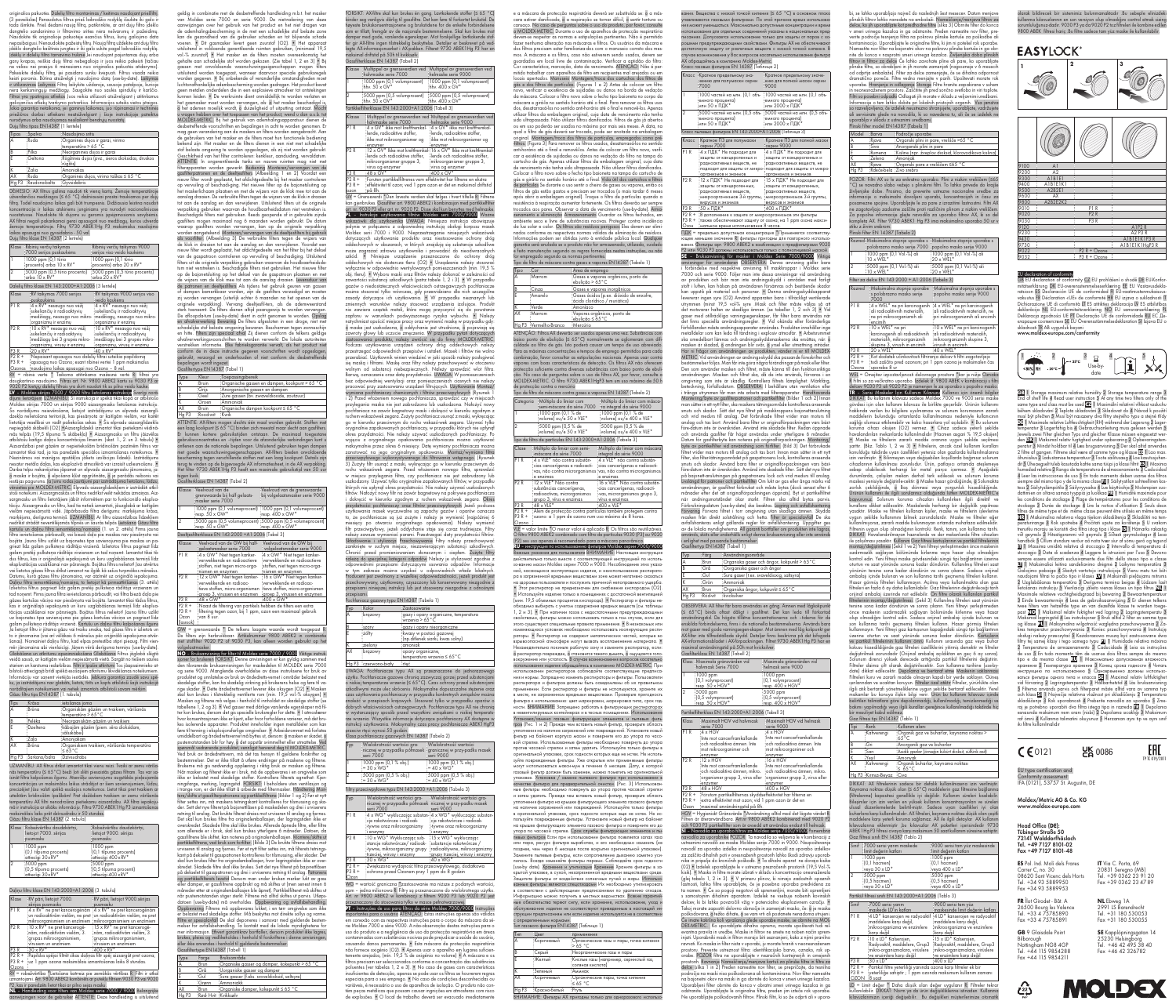**EASYLOCK®**

EU type certification and Conformity assessment:
IFA (0121), 53/57 St. Augustin, DE

**Moldex/Metric AG & Co. KG**
**www.moldex-europe.com**

**Head Office (DE):**
Stuttgarter Straße 50
72141 Walddorfhäslach
Tel +49 7127 8101-02
Fax +49 7127 8101-48

**ES** Pol. Ind. Mas dels Frares
Carrer C, no. 30
08620 Sant Vicenç dels Horts
Tel. +34 93 5889950
Fax +34 93 5889953

**IT** Via C. Porta, 69
20831 Seregno (MB)
Tel. +39 0362 23 91 20
Fax +39 0362 23 47 89

**FR** Val Grisolet - Bât. A
26500 Bourg lès Valence
Tel. +33 4 75785890
Fax +33 4 75785899

**NL** Ebweg 1A
2991 LS Barendrecht
Tel. +31 180 530050
Fax +31 180 530055

**GB** 9 Glasdale Point
Bilborough
Nottingham NG8 4GP
Tel. +44 115 9854288
Fax +44 115 9854211

**SE** Kopplingsgatan 14
25230 Helsingborg
Tel. +46 42 495 38 40
Fax +46 42 326782

MOLDEX